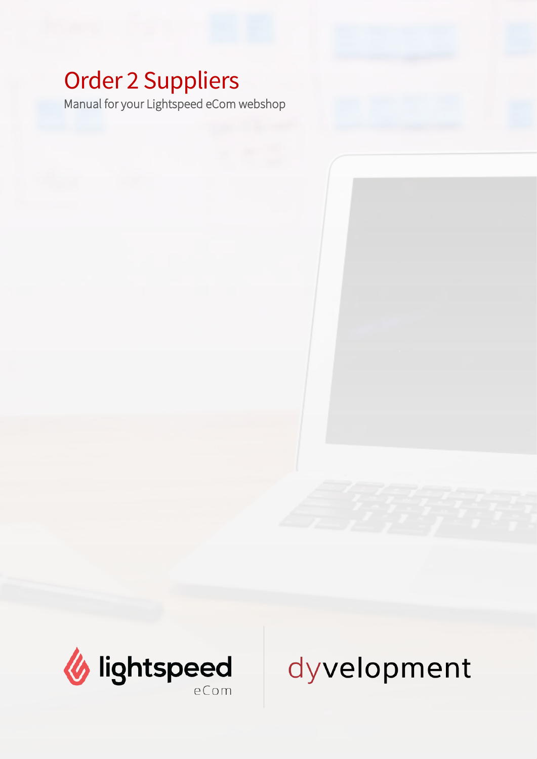# Order 2 Suppliers

Manual for your Lightspeed eCom webshop

lightspeed eCom

dyvelopment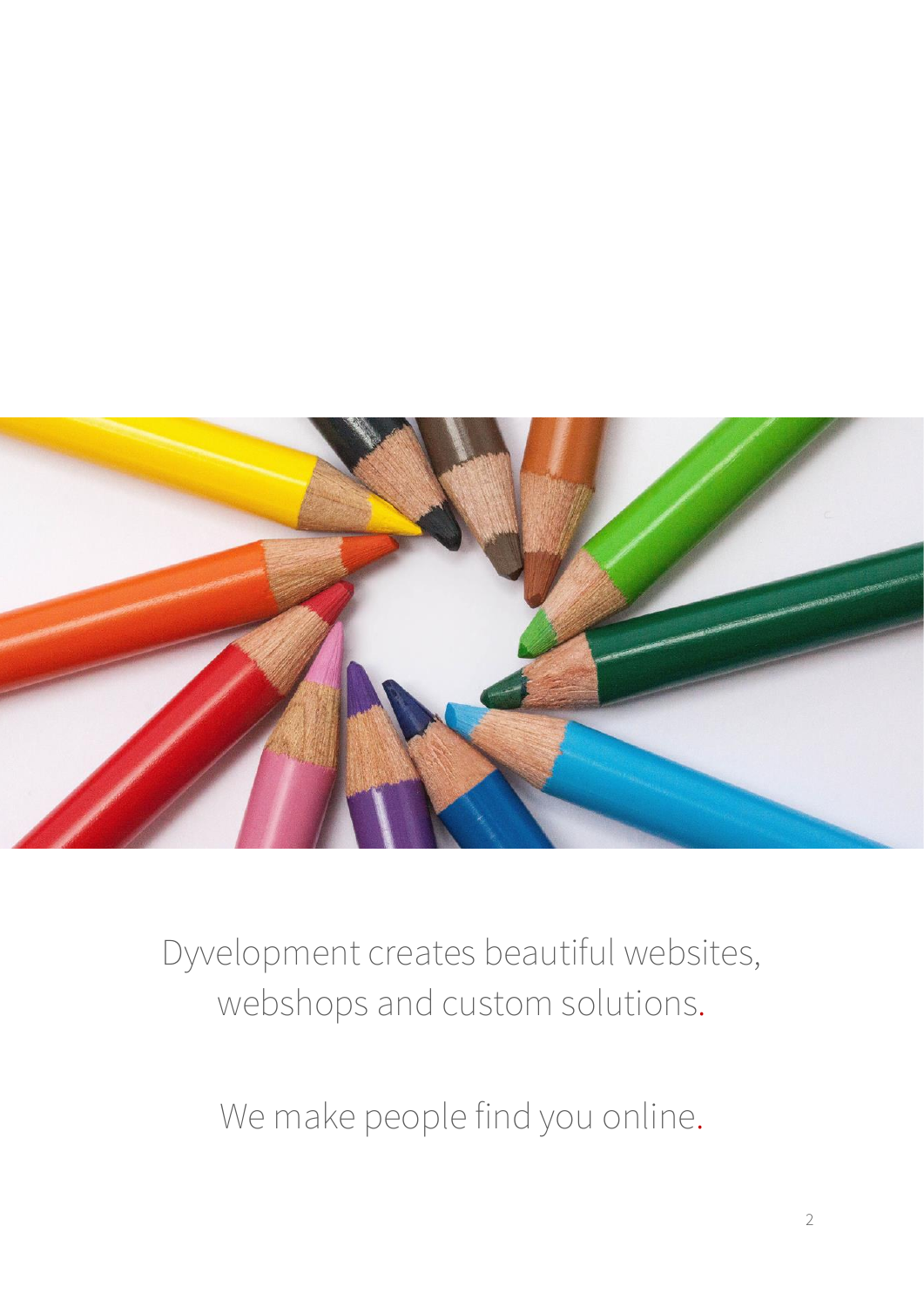Dyvelopment creates beautiful websites, webshops and custom solutions.

We make people find you online.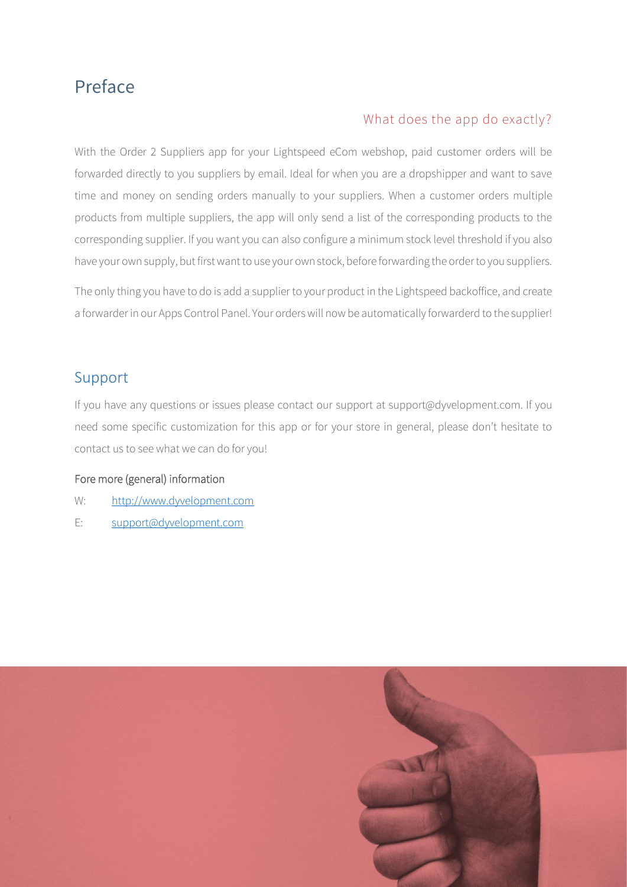# Preface

## What does the app do exactly?

With the Order 2 Suppliers app for your Lightspeed eCom webshop, paid customer orders will be forwarded directly to you suppliers by email. Ideal for when you are a dropshipper and want to save time and money on sending orders manually to your suppliers. When a customer orders multiple products from multiple suppliers, the app will only send a list of the corresponding products to the corresponding supplier. If you want you can also configure a minimum stock level threshold if you also have your own supply, but first want to use your own stock, before forwarding the order to you suppliers.

The only thing you have to do is add a supplier to your product in the Lightspeed backoffice, and create a forwarder in our Apps Control Panel. Your orders will now be automatically forwarderd to the supplier!

# Support

If you have any questions or issues please contact our support at support@dyvelopment.com. If you need some specific customization for this app or for your store in general, please don't hesitate to contact us to see what we can do for you!

### Fore more (general) information

W: [http://www.dyvelopment.com](http://www.dyvelopment.com)

E: [support@dyvelopment.com](mailto:support@dyvelopment.com)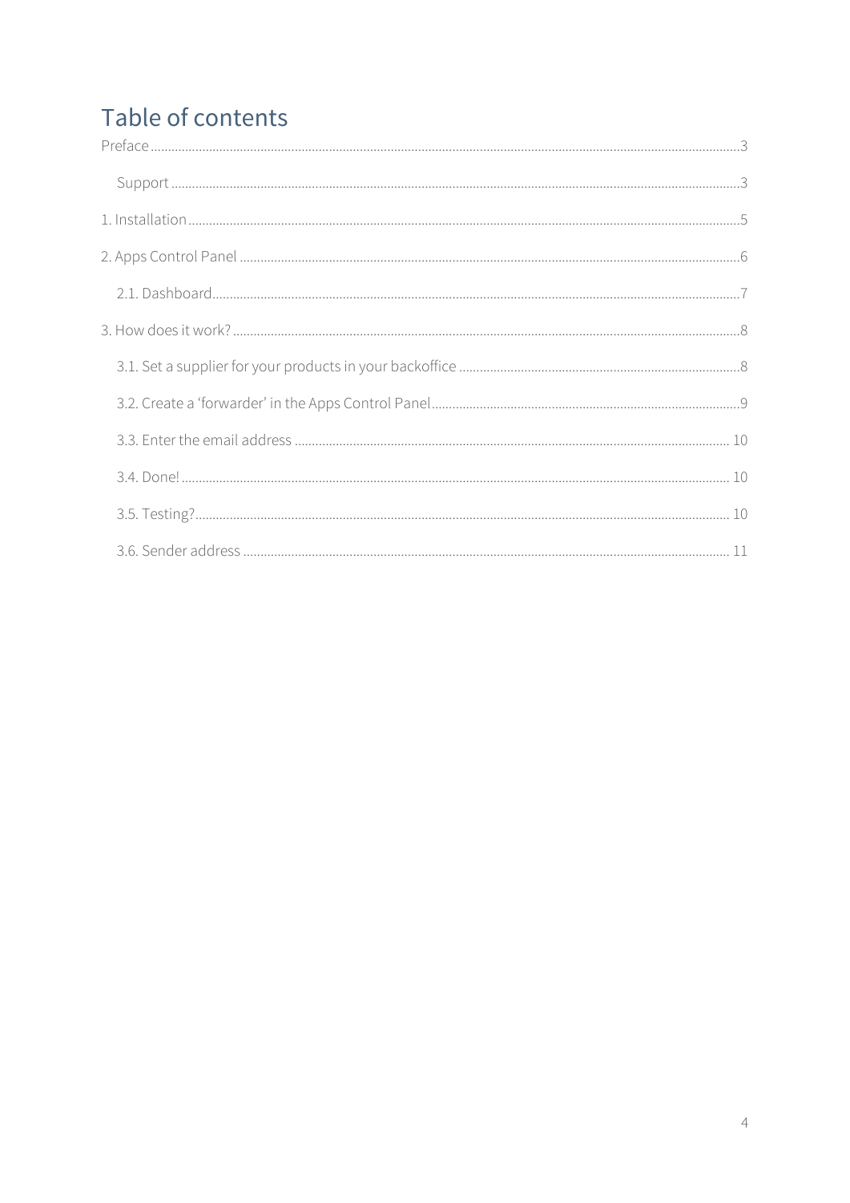# Table of contents

Preface ........ 3

- Support ........ 3

1. Installation ........ 5

2. Apps Control Panel ........ 6

- 2.1. Dashboard ........ 7

3. How does it work? ........ 8

- 3.1. Set a supplier for your products in your backoffice ........ 8
- 3.2. Create a 'forwarder' in the Apps Control Panel ........ 9
- 3.3. Enter the email address ........ 10
- 3.4. Done! ........ 10
- 3.5. Testing? ........ 10
- 3.6. Sender address ........ 11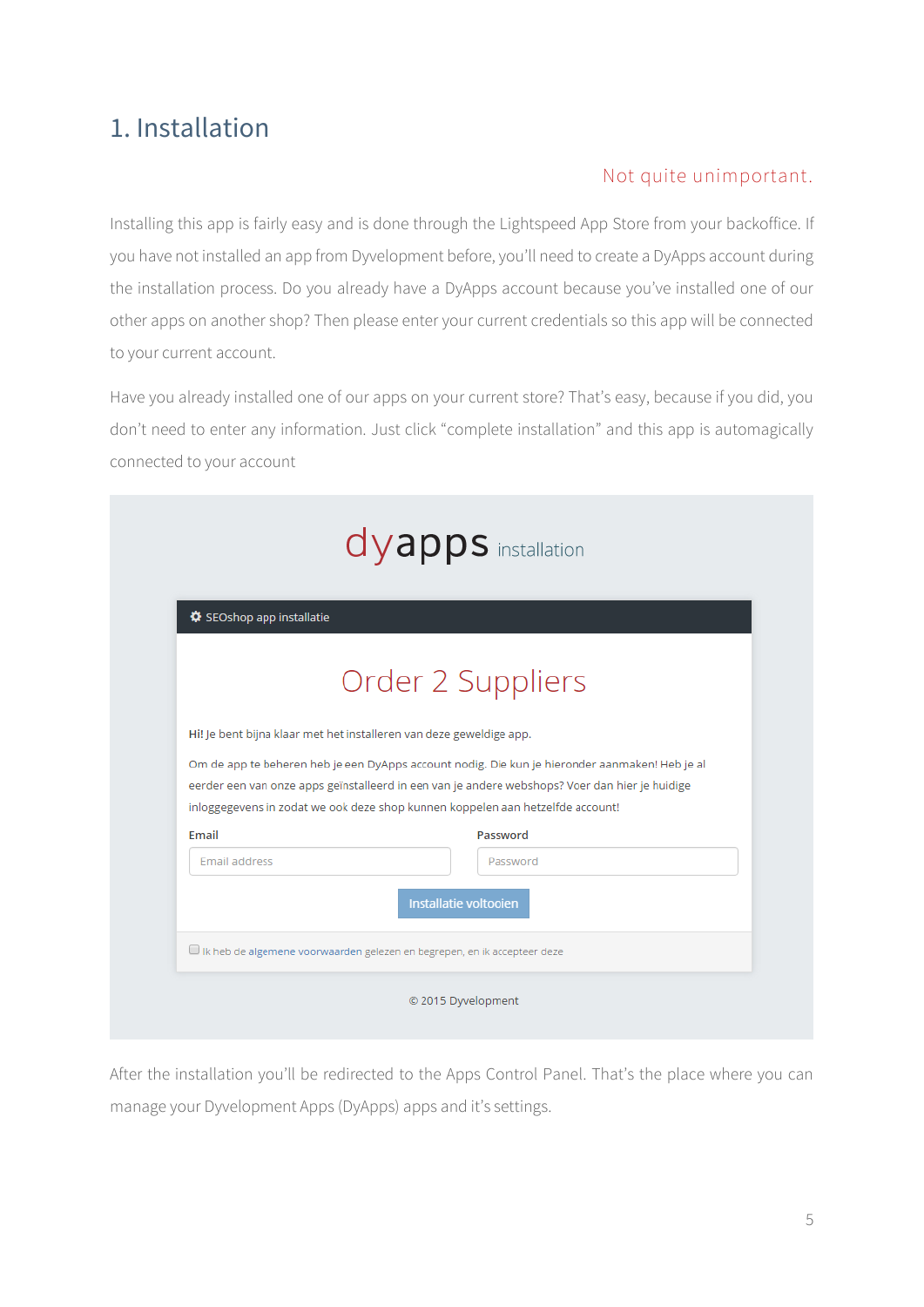# 1. Installation

Not quite unimportant.

Installing this app is fairly easy and is done through the Lightspeed App Store from your backoffice. If you have not installed an app from Dyvelopment before, you'll need to create a DyApps account during the installation process. Do you already have a DyApps account because you've installed one of our other apps on another shop? Then please enter your current credentials so this app will be connected to your current account.

Have you already installed one of our apps on your current store? That's easy, because if you did, you don't need to enter any information. Just click "complete installation" and this app is automagically connected to your account

dyapps installation

SEOshop app installatie

Order 2 Suppliers

**Hi!** Je bent bijna klaar met het installeren van deze geweldige app.

Om de app te beheren heb je een DyApps account nodig. Die kun je hieronder aanmaken! Heb je al eerder een van onze apps geïnstalleerd in een van je andere webshops? Voer dan hier je huidige inloggegevens in zodat we ook deze shop kunnen koppelen aan hetzelfde account!

**Email** — Email address

**Password** — Password

Installatie voltooien

Ik heb de algemene voorwaarden gelezen en begrepen, en ik accepteer deze

© 2015 Dyvelopment

After the installation you'll be redirected to the Apps Control Panel. That's the place where you can manage your Dyvelopment Apps (DyApps) apps and it's settings.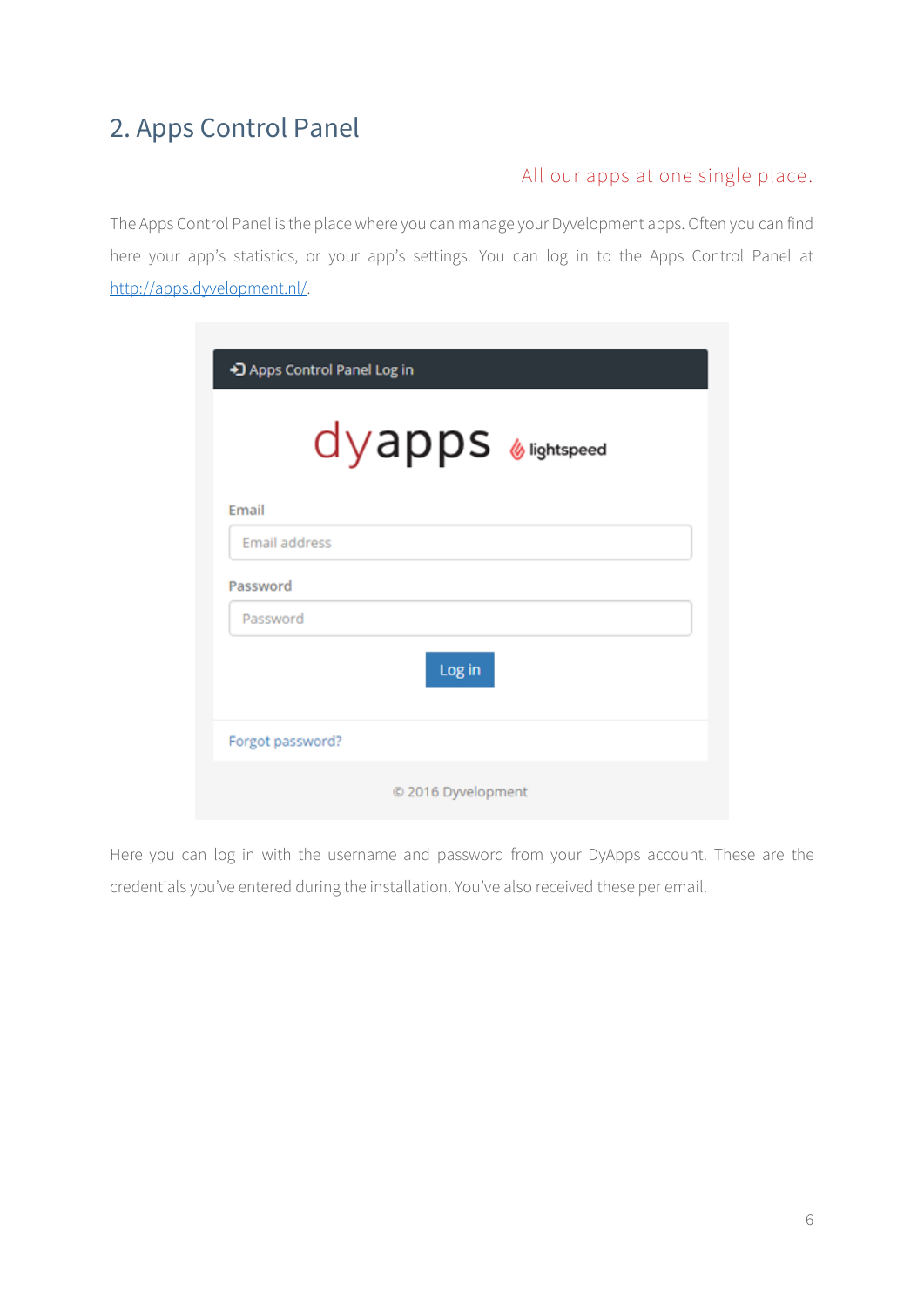## 2. Apps Control Panel

All our apps at one single place.

The Apps Control Panel is the place where you can manage your Dyvelopment apps. Often you can find here your app's statistics, or your app's settings. You can log in to the Apps Control Panel at [http://apps.dyvelopment.nl/](http://apps.dyvelopment.nl/).

Here you can log in with the username and password from your DyApps account. These are the credentials you've entered during the installation. You've also received these per email.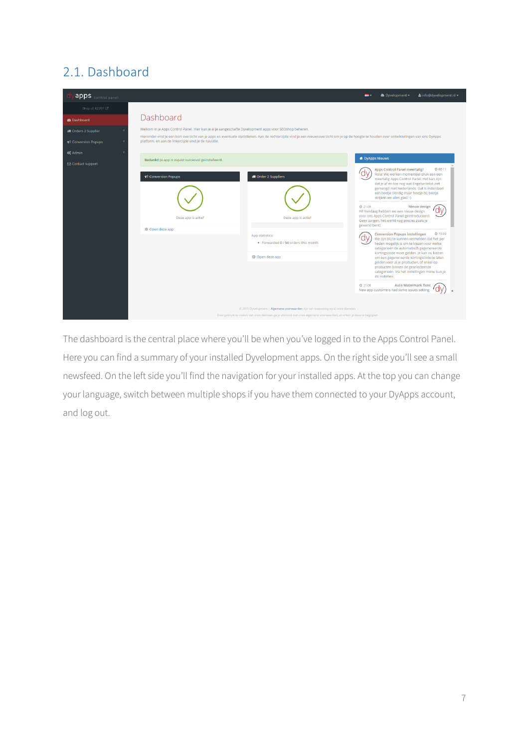## 2.1. Dashboard

The dashboard is the central place where you'll be when you've logged in to the Apps Control Panel. Here you can find a summary of your installed Dyvelopment apps. On the right side you'll see a small newsfeed. On the left side you'll find the navigation for your installed apps. At the top you can change your language, switch between multiple shops if you have them connected to your DyApps account, and log out.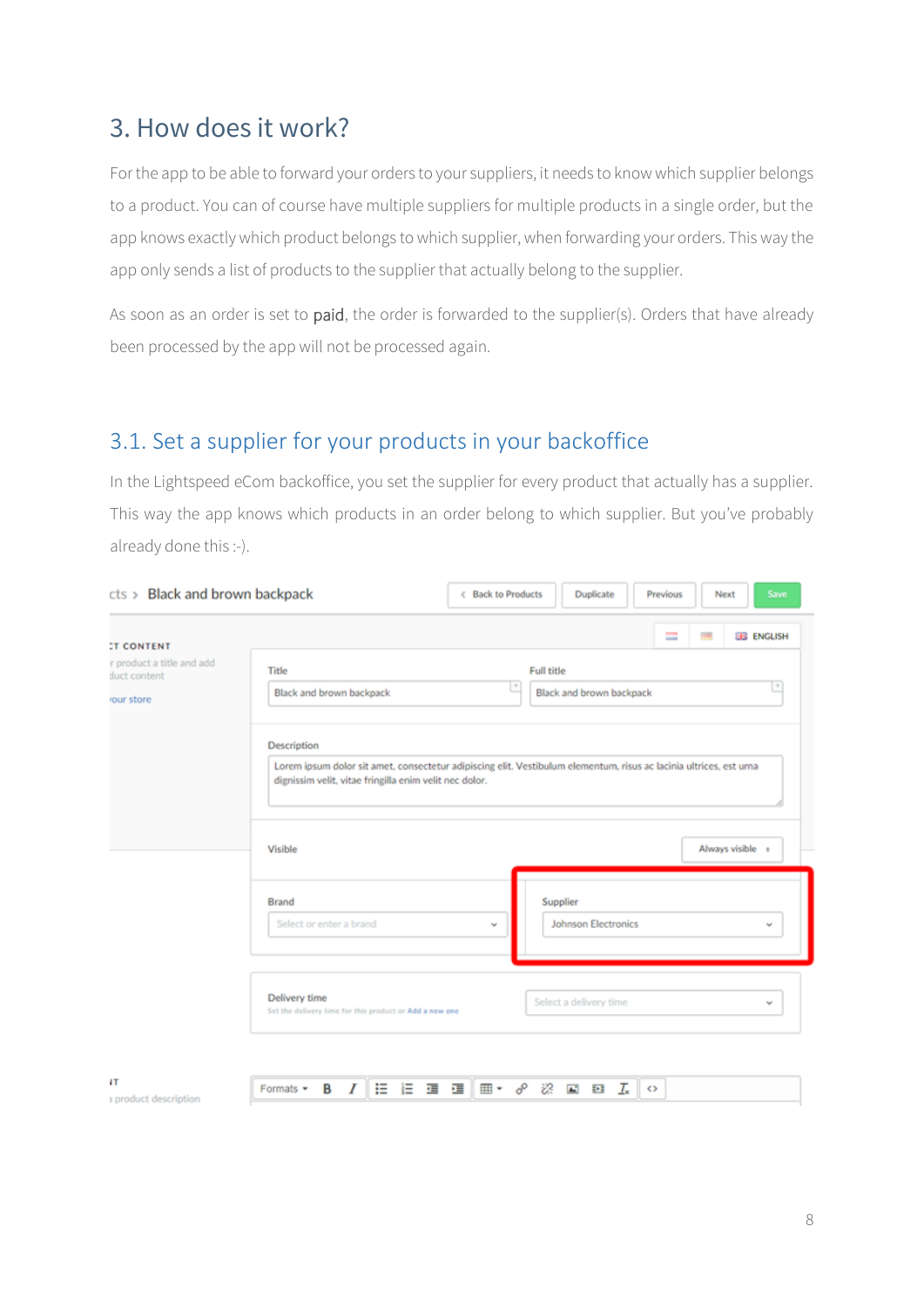## 3. How does it work?

For the app to be able to forward your orders to your suppliers, it needs to know which supplier belongs to a product. You can of course have multiple suppliers for multiple products in a single order, but the app knows exactly which product belongs to which supplier, when forwarding your orders. This way the app only sends a list of products to the supplier that actually belong to the supplier.

As soon as an order is set to paid, the order is forwarded to the supplier(s). Orders that have already been processed by the app will not be processed again.

### 3.1. Set a supplier for your products in your backoffice

In the Lightspeed eCom backoffice, you set the supplier for every product that actually has a supplier. This way the app knows which products in an order belong to which supplier. But you've probably already done this :-).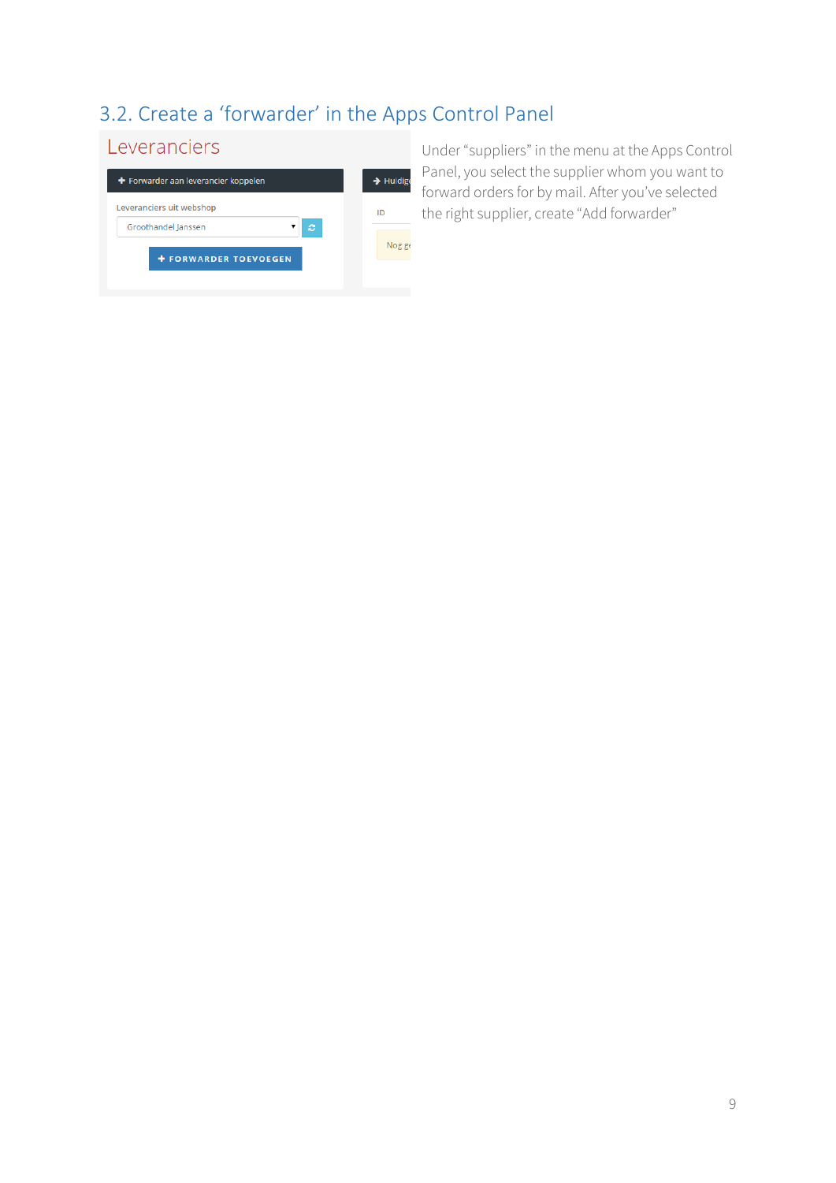## 3.2. Create a 'forwarder' in the Apps Control Panel

Leveranciers

Forwarder aan leverancier koppelen

Leveranciers uit webshop

Groothandel Janssen

FORWARDER TOEVOEGEN

Huidig

ID

Nog g

Under "suppliers" in the menu at the Apps Control Panel, you select the supplier whom you want to forward orders for by mail. After you've selected the right supplier, create "Add forwarder"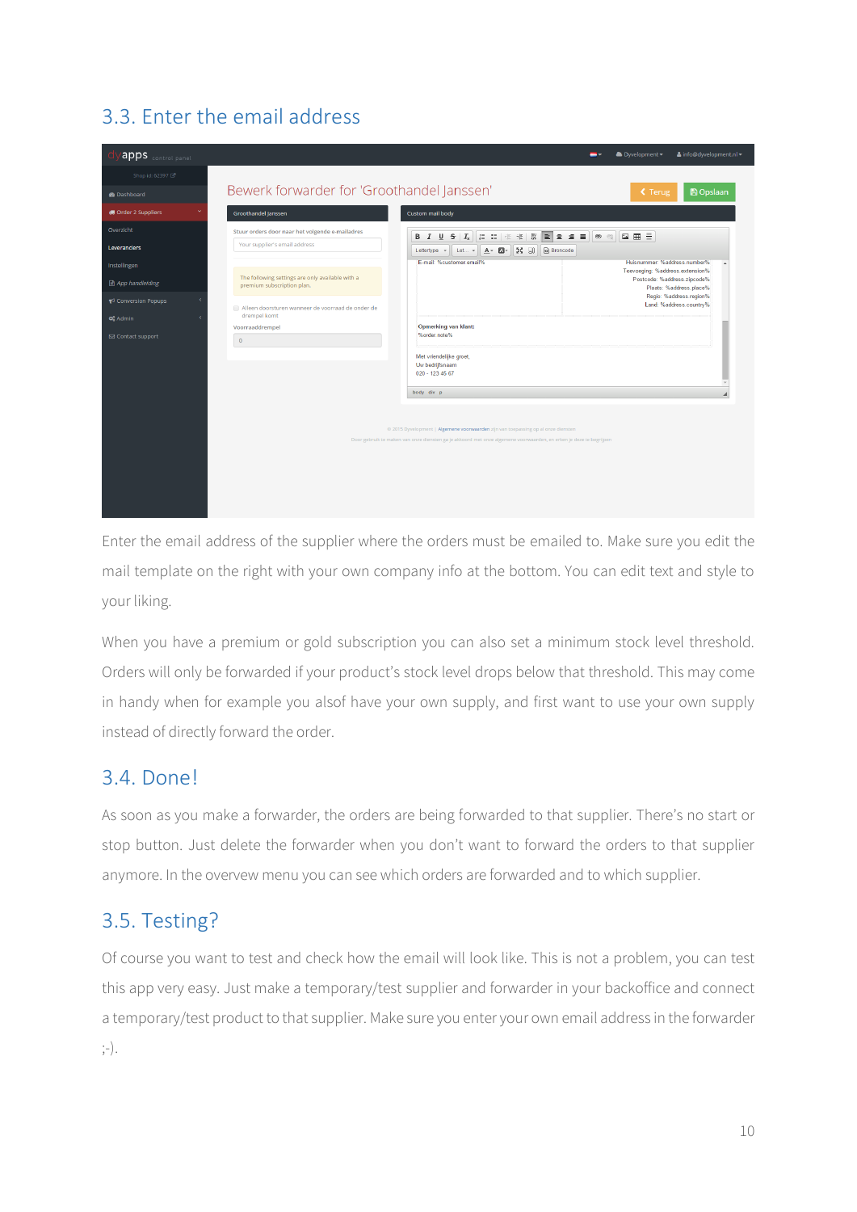## 3.3. Enter the email address

Enter the email address of the supplier where the orders must be emailed to. Make sure you edit the mail template on the right with your own company info at the bottom. You can edit text and style to your liking.

When you have a premium or gold subscription you can also set a minimum stock level threshold. Orders will only be forwarded if your product's stock level drops below that threshold. This may come in handy when for example you alsof have your own supply, and first want to use your own supply instead of directly forward the order.

## 3.4. Done!

As soon as you make a forwarder, the orders are being forwarded to that supplier. There's no start or stop button. Just delete the forwarder when you don't want to forward the orders to that supplier anymore. In the overvew menu you can see which orders are forwarded and to which supplier.

## 3.5. Testing?

Of course you want to test and check how the email will look like. This is not a problem, you can test this app very easy. Just make a temporary/test supplier and forwarder in your backoffice and connect a temporary/test product to that supplier. Make sure you enter your own email address in the forwarder ;-).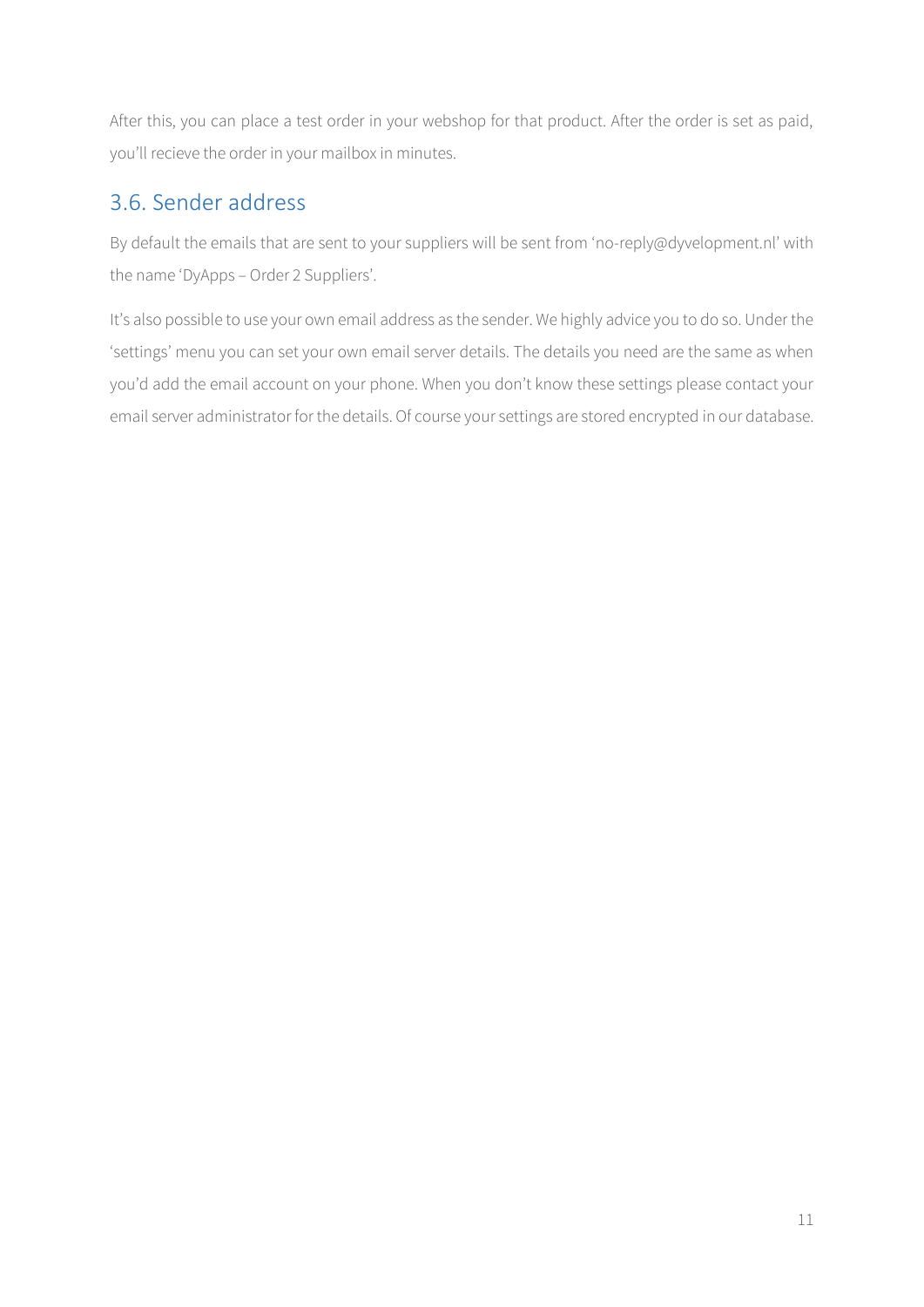After this, you can place a test order in your webshop for that product. After the order is set as paid, you'll recieve the order in your mailbox in minutes.

## 3.6. Sender address

By default the emails that are sent to your suppliers will be sent from 'no-reply@dyvelopment.nl' with the name 'DyApps – Order 2 Suppliers'.

It's also possible to use your own email address as the sender. We highly advice you to do so. Under the 'settings' menu you can set your own email server details. The details you need are the same as when you'd add the email account on your phone. When you don't know these settings please contact your email server administrator for the details. Of course your settings are stored encrypted in our database.